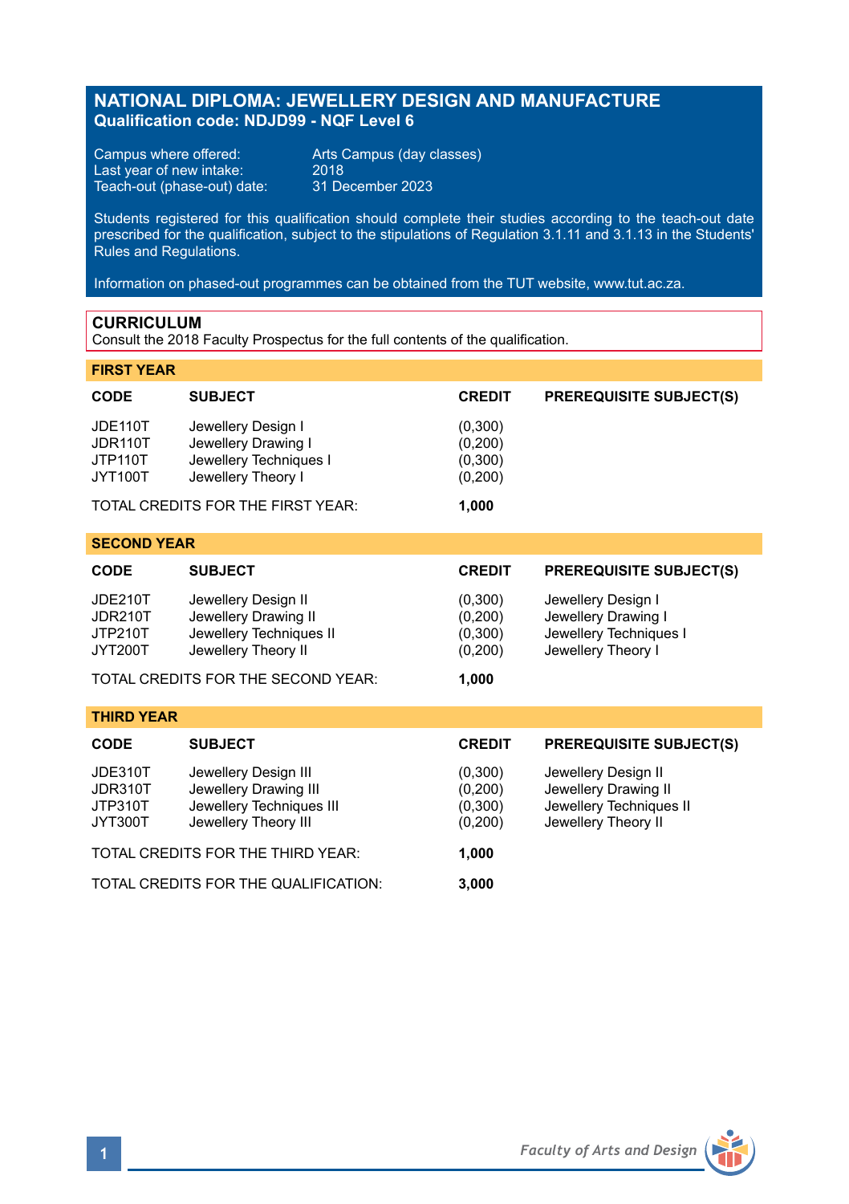# NATIONAL DIPLOMA: JEWELLERY DESIGN AND MANUFACTURE

**Qualification code: NDJD99 - NQF Level 6**

Campus where offered: Arts Campus (day classes)
Last year of new intake: 2018
Teach-out (phase-out) date: 31 December 2023

Students registered for this qualification should complete their studies according to the teach-out date prescribed for the qualification, subject to the stipulations of Regulation 3.1.11 and 3.1.13 in the Students' Rules and Regulations.

Information on phased-out programmes can be obtained from the TUT website, www.tut.ac.za.

## CURRICULUM

Consult the 2018 Faculty Prospectus for the full contents of the qualification.

### FIRST YEAR

| CODE | SUBJECT | CREDIT | PREREQUISITE SUBJECT(S) |
|---|---|---|---|
| JDE110T | Jewellery Design I | (0,300) | |
| JDR110T | Jewellery Drawing I | (0,200) | |
| JTP110T | Jewellery Techniques I | (0,300) | |
| JYT100T | Jewellery Theory I | (0,200) | |
| TOTAL CREDITS FOR THE FIRST YEAR: | | **1,000** | |

### SECOND YEAR

| CODE | SUBJECT | CREDIT | PREREQUISITE SUBJECT(S) |
|---|---|---|---|
| JDE210T | Jewellery Design II | (0,300) | Jewellery Design I |
| JDR210T | Jewellery Drawing II | (0,200) | Jewellery Drawing I |
| JTP210T | Jewellery Techniques II | (0,300) | Jewellery Techniques I |
| JYT200T | Jewellery Theory II | (0,200) | Jewellery Theory I |
| TOTAL CREDITS FOR THE SECOND YEAR: | | **1,000** | |

### THIRD YEAR

| CODE | SUBJECT | CREDIT | PREREQUISITE SUBJECT(S) |
|---|---|---|---|
| JDE310T | Jewellery Design III | (0,300) | Jewellery Design II |
| JDR310T | Jewellery Drawing III | (0,200) | Jewellery Drawing II |
| JTP310T | Jewellery Techniques III | (0,300) | Jewellery Techniques II |
| JYT300T | Jewellery Theory III | (0,200) | Jewellery Theory II |
| TOTAL CREDITS FOR THE THIRD YEAR: | | **1,000** | |
| TOTAL CREDITS FOR THE QUALIFICATION: | | **3,000** | |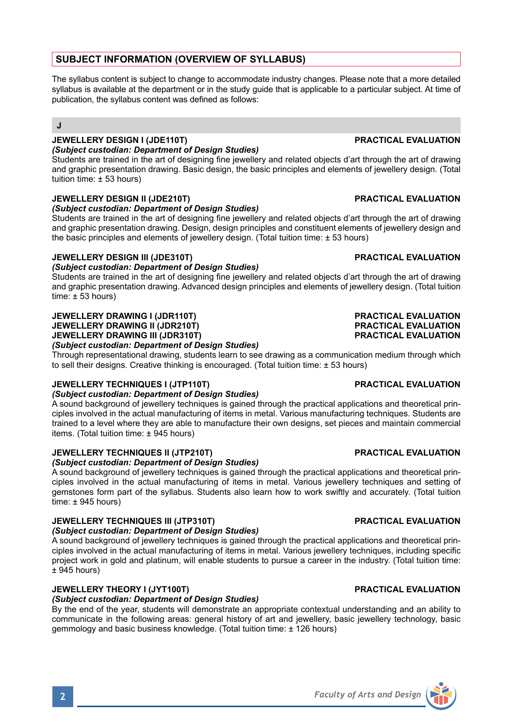## SUBJECT INFORMATION (OVERVIEW OF SYLLABUS)

The syllabus content is subject to change to accommodate industry changes. Please note that a more detailed syllabus is available at the department or in the study guide that is applicable to a particular subject. At time of publication, the syllabus content was defined as follows:

### J

**JEWELLERY DESIGN I (JDE110T)** **PRACTICAL EVALUATION**
*(Subject custodian: Department of Design Studies)*
Students are trained in the art of designing fine jewellery and related objects d'art through the art of drawing and graphic presentation drawing. Basic design, the basic principles and elements of jewellery design. (Total tuition time: ± 53 hours)

**JEWELLERY DESIGN II (JDE210T)** **PRACTICAL EVALUATION**
*(Subject custodian: Department of Design Studies)*
Students are trained in the art of designing fine jewellery and related objects d'art through the art of drawing and graphic presentation drawing. Design, design principles and constituent elements of jewellery design and the basic principles and elements of jewellery design. (Total tuition time: ± 53 hours)

**JEWELLERY DESIGN III (JDE310T)** **PRACTICAL EVALUATION**
*(Subject custodian: Department of Design Studies)*
Students are trained in the art of designing fine jewellery and related objects d'art through the art of drawing and graphic presentation drawing. Advanced design principles and elements of jewellery design. (Total tuition time: ± 53 hours)

**JEWELLERY DRAWING I (JDR110T)** **PRACTICAL EVALUATION**
**JEWELLERY DRAWING II (JDR210T)** **PRACTICAL EVALUATION**
**JEWELLERY DRAWING III (JDR310T)** **PRACTICAL EVALUATION**
*(Subject custodian: Department of Design Studies)*
Through representational drawing, students learn to see drawing as a communication medium through which to sell their designs. Creative thinking is encouraged. (Total tuition time: ± 53 hours)

**JEWELLERY TECHNIQUES I (JTP110T)** **PRACTICAL EVALUATION**
*(Subject custodian: Department of Design Studies)*
A sound background of jewellery techniques is gained through the practical applications and theoretical principles involved in the actual manufacturing of items in metal. Various manufacturing techniques. Students are trained to a level where they are able to manufacture their own designs, set pieces and maintain commercial items. (Total tuition time: ± 945 hours)

**JEWELLERY TECHNIQUES II (JTP210T)** **PRACTICAL EVALUATION**
*(Subject custodian: Department of Design Studies)*
A sound background of jewellery techniques is gained through the practical applications and theoretical principles involved in the actual manufacturing of items in metal. Various jewellery techniques and setting of gemstones form part of the syllabus. Students also learn how to work swiftly and accurately. (Total tuition time: ± 945 hours)

**JEWELLERY TECHNIQUES III (JTP310T)** **PRACTICAL EVALUATION**
*(Subject custodian: Department of Design Studies)*
A sound background of jewellery techniques is gained through the practical applications and theoretical principles involved in the actual manufacturing of items in metal. Various jewellery techniques, including specific project work in gold and platinum, will enable students to pursue a career in the industry. (Total tuition time: ± 945 hours)

**JEWELLERY THEORY I (JYT100T)** **PRACTICAL EVALUATION**
*(Subject custodian: Department of Design Studies)*
By the end of the year, students will demonstrate an appropriate contextual understanding and an ability to communicate in the following areas: general history of art and jewellery, basic jewellery technology, basic gemmology and basic business knowledge. (Total tuition time: ± 126 hours)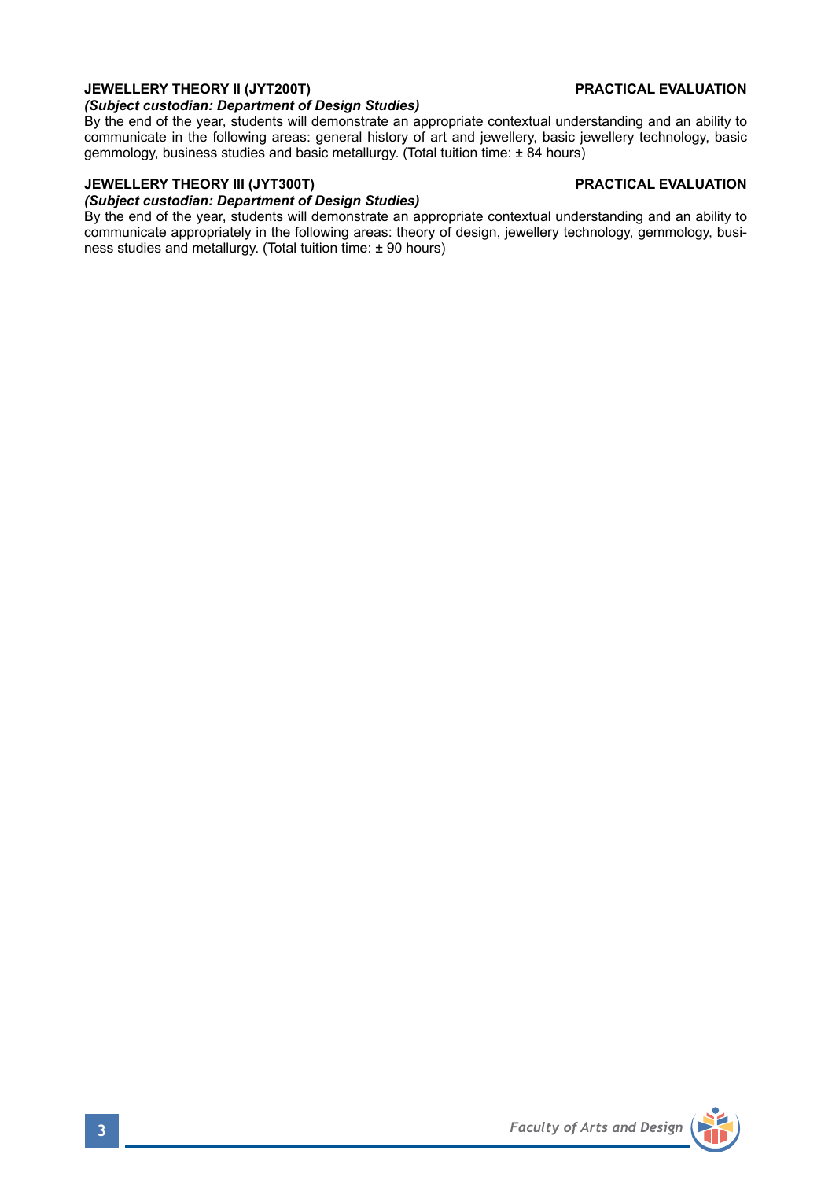**JEWELLERY THEORY II (JYT200T)** **PRACTICAL EVALUATION**

***(Subject custodian: Department of Design Studies)***

By the end of the year, students will demonstrate an appropriate contextual understanding and an ability to communicate in the following areas: general history of art and jewellery, basic jewellery technology, basic gemmology, business studies and basic metallurgy. (Total tuition time: ± 84 hours)

**JEWELLERY THEORY III (JYT300T)** **PRACTICAL EVALUATION**

***(Subject custodian: Department of Design Studies)***

By the end of the year, students will demonstrate an appropriate contextual understanding and an ability to communicate appropriately in the following areas: theory of design, jewellery technology, gemmology, business studies and metallurgy. (Total tuition time: ± 90 hours)